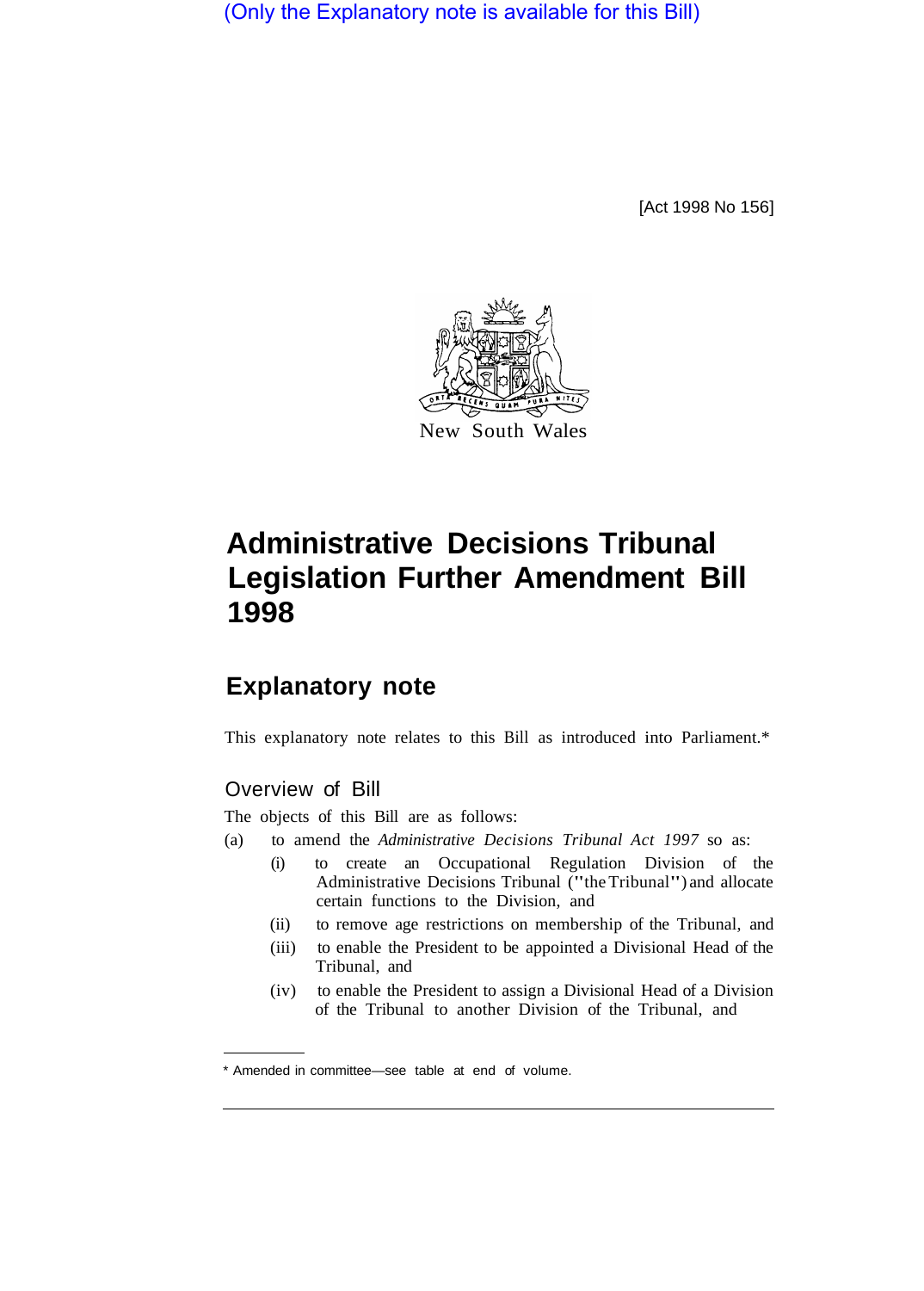(Only the Explanatory note is available for this Bill)

[Act 1998 No 156]

New South Wales

# Administrative Decisions Tribunal Legislation Further Amendment Bill 1998

## Explanatory note

This explanatory note relates to this Bill as introduced into Parliament.*

### Overview of Bill

The objects of this Bill are as follows:

(a) to amend the *Administrative Decisions Tribunal Act 1997* so as:

- (i) to create an Occupational Regulation Division of the Administrative Decisions Tribunal ("the Tribunal") and allocate certain functions to the Division, and
- (ii) to remove age restrictions on membership of the Tribunal, and
- (iii) to enable the President to be appointed a Divisional Head of the Tribunal, and
- (iv) to enable the President to assign a Divisional Head of a Division of the Tribunal to another Division of the Tribunal, and

* Amended in committee—see table at end of volume.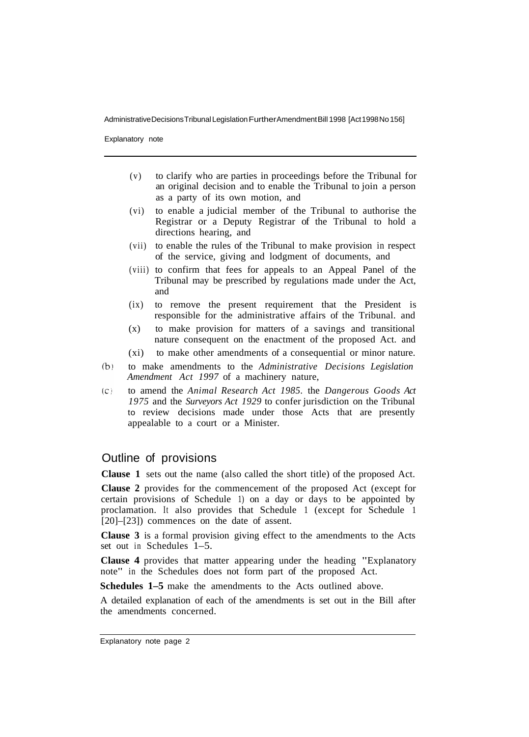(v) to clarify who are parties in proceedings before the Tribunal for an original decision and to enable the Tribunal to join a person as a party of its own motion, and

(vi) to enable a judicial member of the Tribunal to authorise the Registrar or a Deputy Registrar of the Tribunal to hold a directions hearing, and

(vii) to enable the rules of the Tribunal to make provision in respect of the service, giving and lodgment of documents, and

(viii) to confirm that fees for appeals to an Appeal Panel of the Tribunal may be prescribed by regulations made under the Act, and

(ix) to remove the present requirement that the President is responsible for the administrative affairs of the Tribunal. and

(x) to make provision for matters of a savings and transitional nature consequent on the enactment of the proposed Act. and

(xi) to make other amendments of a consequential or minor nature.

(b) to make amendments to the *Administrative Decisions Legislation Amendment Act 1997* of a machinery nature,

(c) to amend the *Animal Research Act 1985*. the *Dangerous Goods Act 1975* and the *Surveyors Act 1929* to confer jurisdiction on the Tribunal to review decisions made under those Acts that are presently appealable to a court or a Minister.

## Outline of provisions

**Clause 1** sets out the name (also called the short title) of the proposed Act.

**Clause 2** provides for the commencement of the proposed Act (except for certain provisions of Schedule 1) on a day or days to be appointed by proclamation. It also provides that Schedule 1 (except for Schedule 1 [20]–[23]) commences on the date of assent.

**Clause 3** is a formal provision giving effect to the amendments to the Acts set out in Schedules 1–5.

**Clause 4** provides that matter appearing under the heading "Explanatory note" in the Schedules does not form part of the proposed Act.

**Schedules 1–5** make the amendments to the Acts outlined above.

A detailed explanation of each of the amendments is set out in the Bill after the amendments concerned.